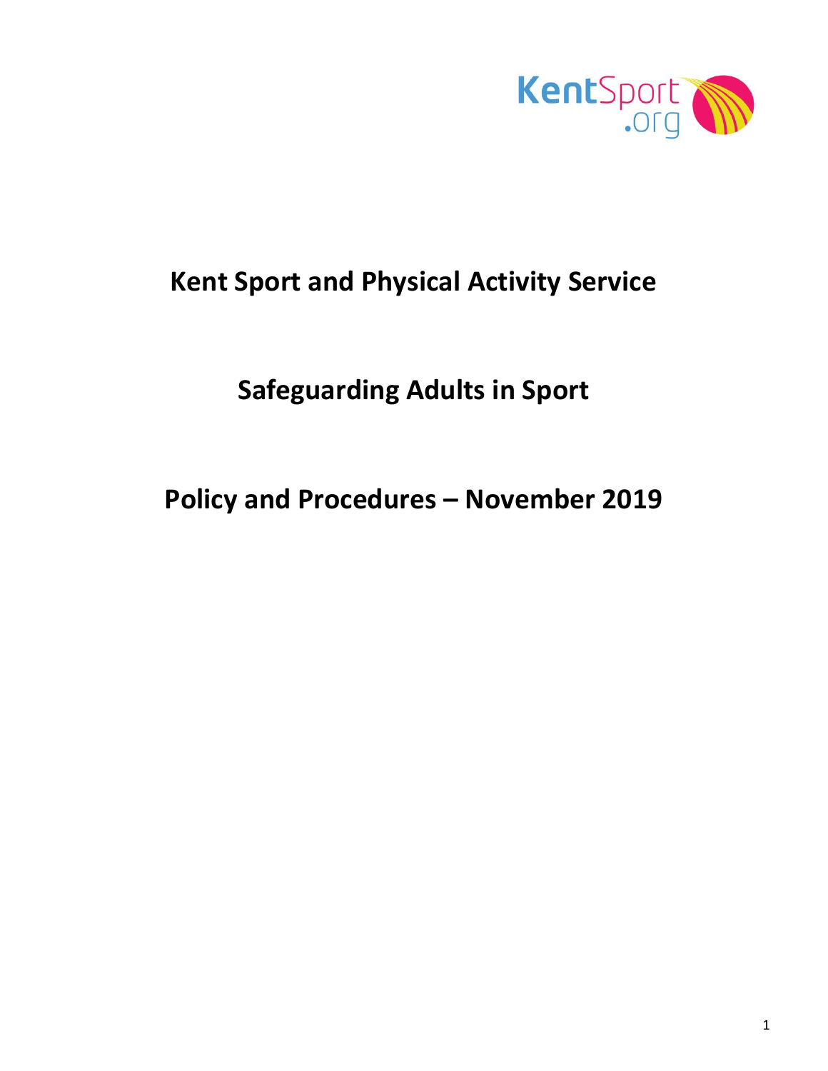KentSport.org

# Kent Sport and Physical Activity Service

# Safeguarding Adults in Sport

# Policy and Procedures – November 2019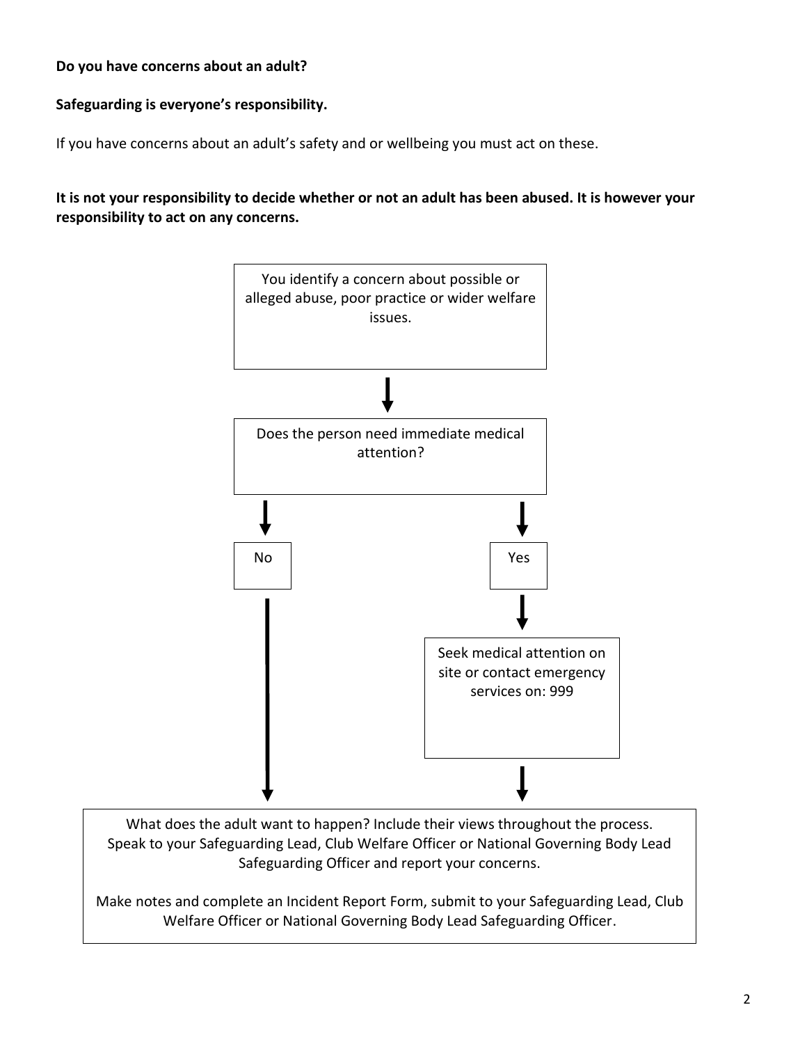**Do you have concerns about an adult?**

**Safeguarding is everyone's responsibility.**

If you have concerns about an adult's safety and or wellbeing you must act on these.

**It is not your responsibility to decide whether or not an adult has been abused. It is however your responsibility to act on any concerns.**

You identify a concern about possible or alleged abuse, poor practice or wider welfare issues.

Does the person need immediate medical attention?

No

Yes

Seek medical attention on site or contact emergency services on: 999

What does the adult want to happen? Include their views throughout the process. Speak to your Safeguarding Lead, Club Welfare Officer or National Governing Body Lead Safeguarding Officer and report your concerns.

Make notes and complete an Incident Report Form, submit to your Safeguarding Lead, Club Welfare Officer or National Governing Body Lead Safeguarding Officer.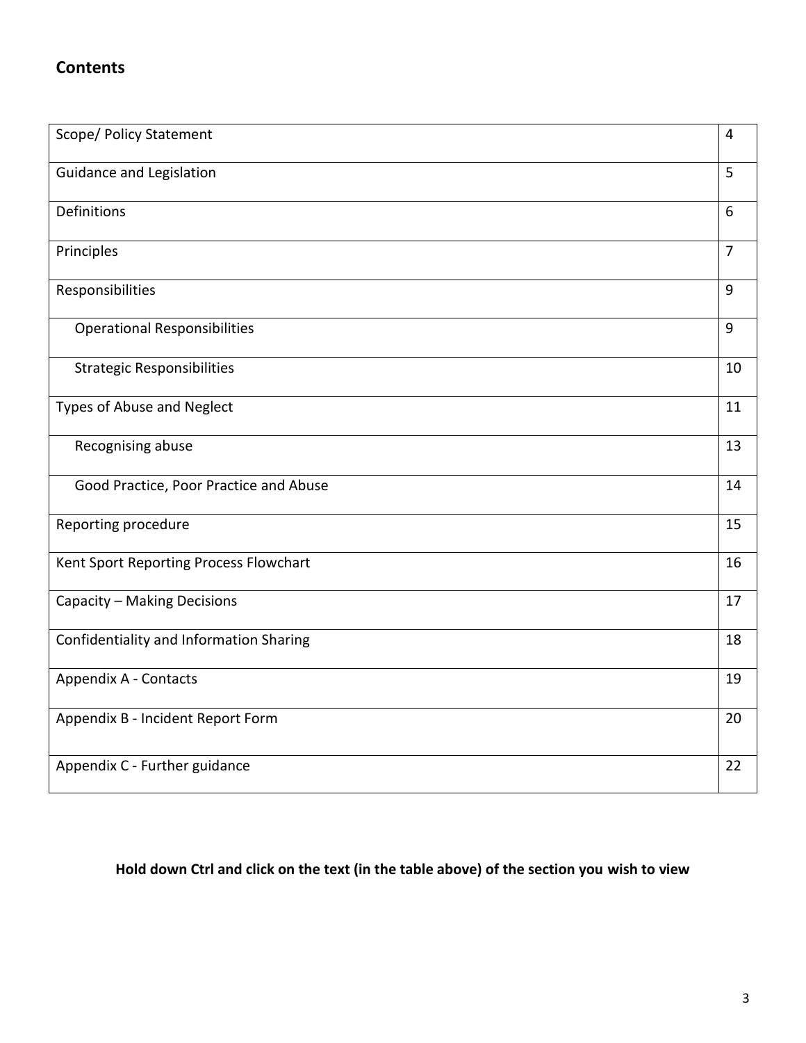## Contents

| | |
|---|---|
| Scope/ Policy Statement | 4 |
| Guidance and Legislation | 5 |
| Definitions | 6 |
| Principles | 7 |
| Responsibilities | 9 |
| Operational Responsibilities | 9 |
| Strategic Responsibilities | 10 |
| Types of Abuse and Neglect | 11 |
| Recognising abuse | 13 |
| Good Practice, Poor Practice and Abuse | 14 |
| Reporting procedure | 15 |
| Kent Sport Reporting Process Flowchart | 16 |
| Capacity – Making Decisions | 17 |
| Confidentiality and Information Sharing | 18 |
| Appendix A - Contacts | 19 |
| Appendix B - Incident Report Form | 20 |
| Appendix C - Further guidance | 22 |

**Hold down Ctrl and click on the text (in the table above) of the section you wish to view**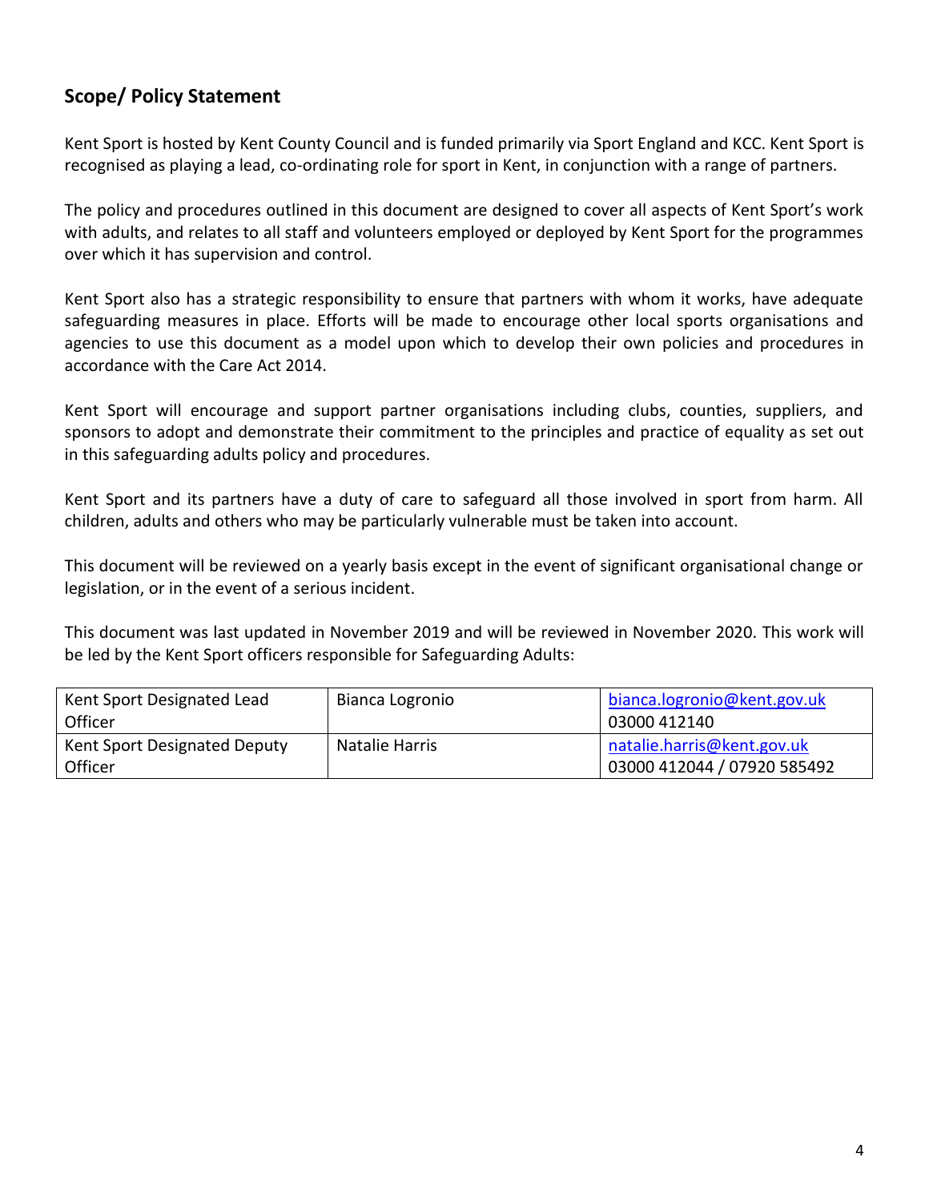## Scope/ Policy Statement

Kent Sport is hosted by Kent County Council and is funded primarily via Sport England and KCC. Kent Sport is recognised as playing a lead, co-ordinating role for sport in Kent, in conjunction with a range of partners.

The policy and procedures outlined in this document are designed to cover all aspects of Kent Sport's work with adults, and relates to all staff and volunteers employed or deployed by Kent Sport for the programmes over which it has supervision and control.

Kent Sport also has a strategic responsibility to ensure that partners with whom it works, have adequate safeguarding measures in place. Efforts will be made to encourage other local sports organisations and agencies to use this document as a model upon which to develop their own policies and procedures in accordance with the Care Act 2014.

Kent Sport will encourage and support partner organisations including clubs, counties, suppliers, and sponsors to adopt and demonstrate their commitment to the principles and practice of equality as set out in this safeguarding adults policy and procedures.

Kent Sport and its partners have a duty of care to safeguard all those involved in sport from harm. All children, adults and others who may be particularly vulnerable must be taken into account.

This document will be reviewed on a yearly basis except in the event of significant organisational change or legislation, or in the event of a serious incident.

This document was last updated in November 2019 and will be reviewed in November 2020. This work will be led by the Kent Sport officers responsible for Safeguarding Adults:

| | | |
|---|---|---|
| Kent Sport Designated Lead Officer | Bianca Logronio | bianca.logronio@kent.gov.uk<br>03000 412140 |
| Kent Sport Designated Deputy Officer | Natalie Harris | natalie.harris@kent.gov.uk<br>03000 412044 / 07920 585492 |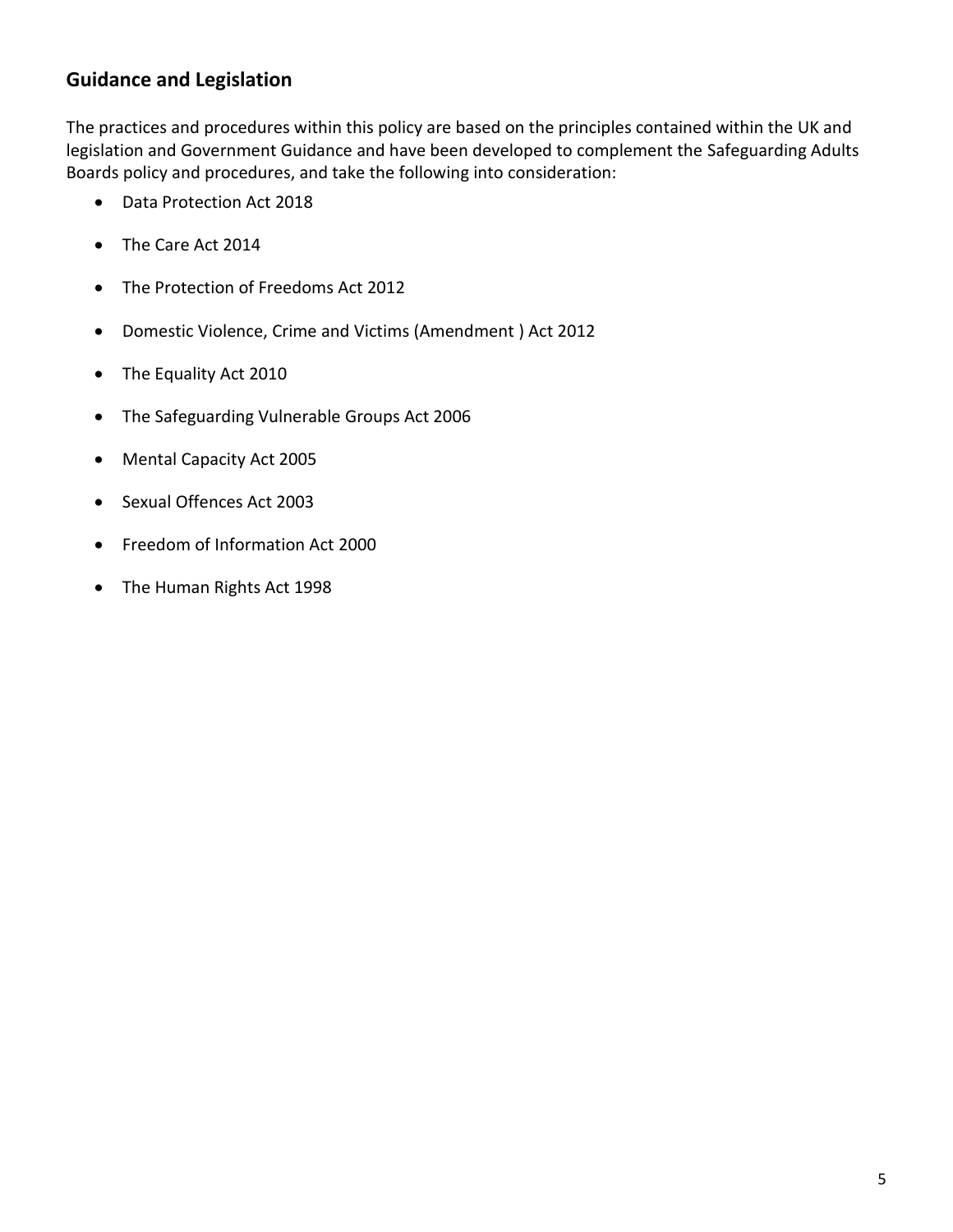## Guidance and Legislation

The practices and procedures within this policy are based on the principles contained within the UK and legislation and Government Guidance and have been developed to complement the Safeguarding Adults Boards policy and procedures, and take the following into consideration:

- Data Protection Act 2018
- The Care Act 2014
- The Protection of Freedoms Act 2012
- Domestic Violence, Crime and Victims (Amendment ) Act 2012
- The Equality Act 2010
- The Safeguarding Vulnerable Groups Act 2006
- Mental Capacity Act 2005
- Sexual Offences Act 2003
- Freedom of Information Act 2000
- The Human Rights Act 1998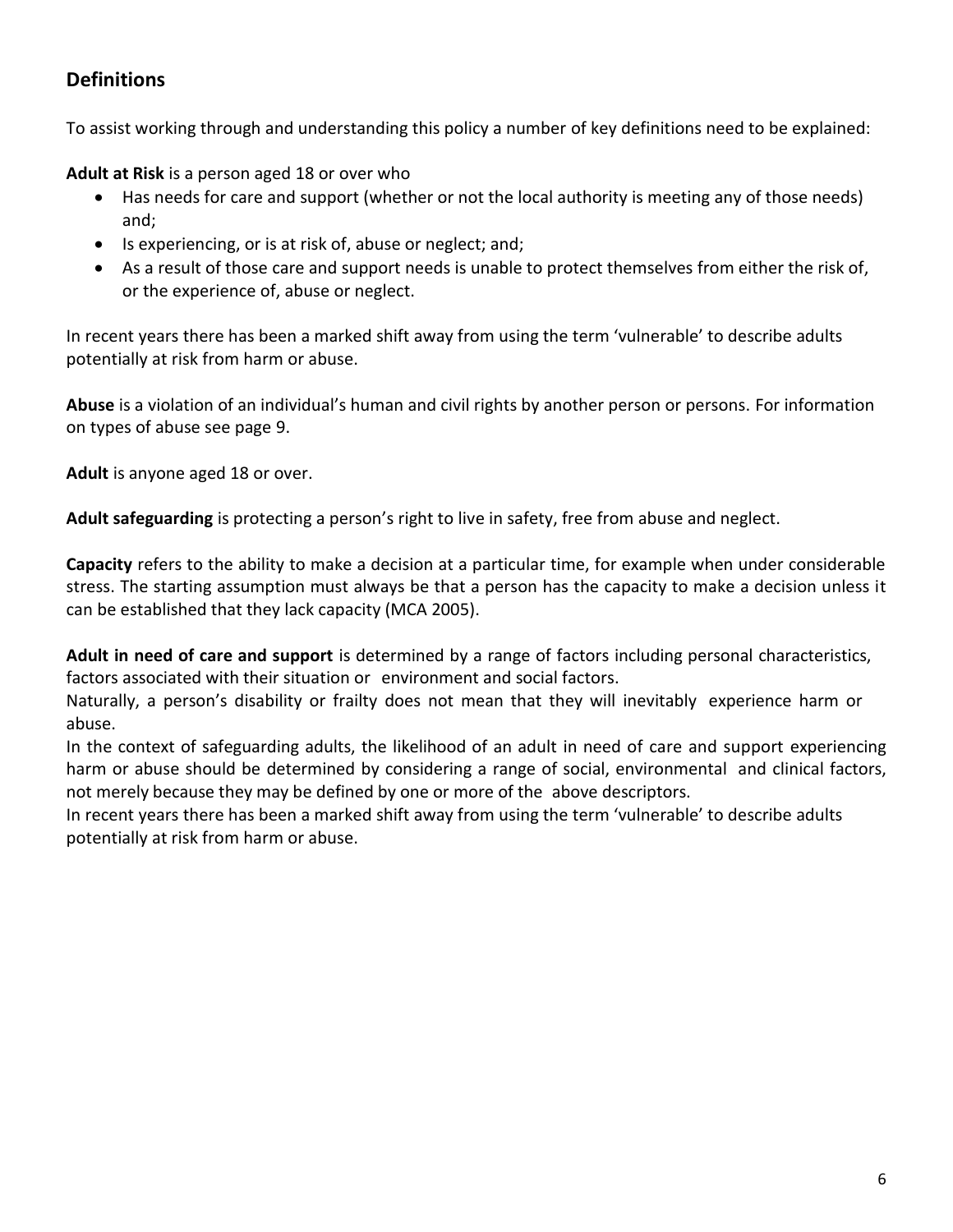## Definitions

To assist working through and understanding this policy a number of key definitions need to be explained:

**Adult at Risk** is a person aged 18 or over who

- Has needs for care and support (whether or not the local authority is meeting any of those needs) and;
- Is experiencing, or is at risk of, abuse or neglect; and;
- As a result of those care and support needs is unable to protect themselves from either the risk of, or the experience of, abuse or neglect.

In recent years there has been a marked shift away from using the term 'vulnerable' to describe adults potentially at risk from harm or abuse.

**Abuse** is a violation of an individual's human and civil rights by another person or persons. For information on types of abuse see page 9.

**Adult** is anyone aged 18 or over.

**Adult safeguarding** is protecting a person's right to live in safety, free from abuse and neglect.

**Capacity** refers to the ability to make a decision at a particular time, for example when under considerable stress. The starting assumption must always be that a person has the capacity to make a decision unless it can be established that they lack capacity (MCA 2005).

**Adult in need of care and support** is determined by a range of factors including personal characteristics, factors associated with their situation or environment and social factors.
Naturally, a person's disability or frailty does not mean that they will inevitably experience harm or abuse.
In the context of safeguarding adults, the likelihood of an adult in need of care and support experiencing harm or abuse should be determined by considering a range of social, environmental and clinical factors, not merely because they may be defined by one or more of the above descriptors.
In recent years there has been a marked shift away from using the term 'vulnerable' to describe adults potentially at risk from harm or abuse.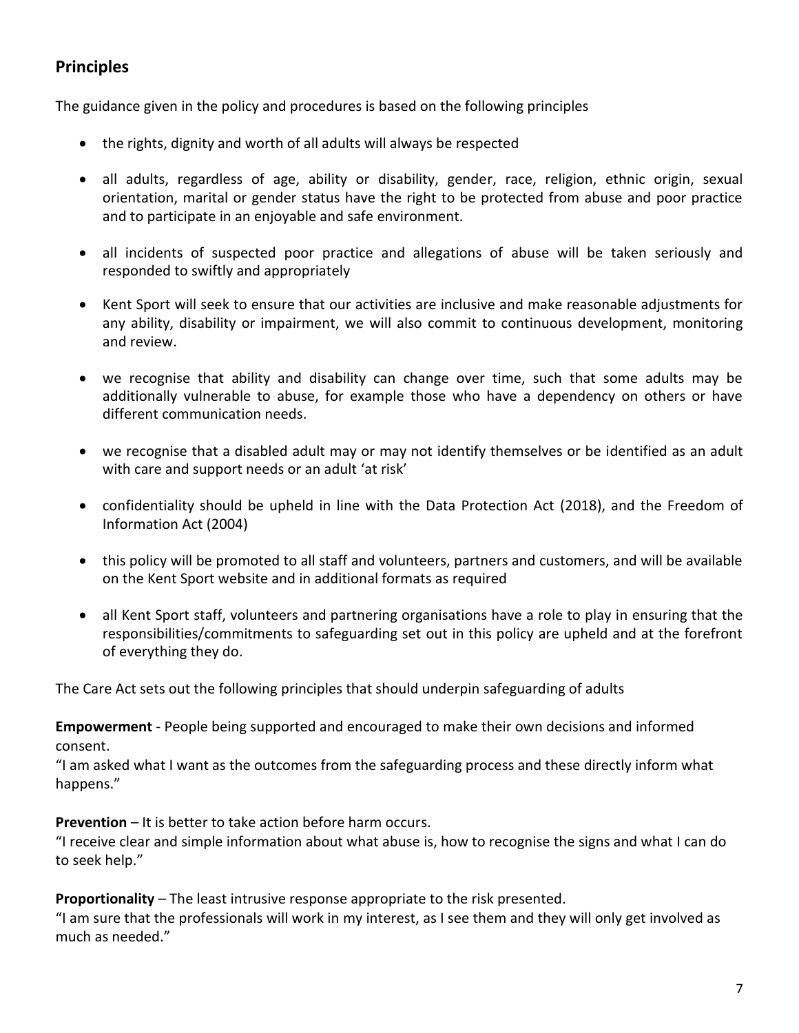## Principles

The guidance given in the policy and procedures is based on the following principles

- the rights, dignity and worth of all adults will always be respected
- all adults, regardless of age, ability or disability, gender, race, religion, ethnic origin, sexual orientation, marital or gender status have the right to be protected from abuse and poor practice and to participate in an enjoyable and safe environment.
- all incidents of suspected poor practice and allegations of abuse will be taken seriously and responded to swiftly and appropriately
- Kent Sport will seek to ensure that our activities are inclusive and make reasonable adjustments for any ability, disability or impairment, we will also commit to continuous development, monitoring and review.
- we recognise that ability and disability can change over time, such that some adults may be additionally vulnerable to abuse, for example those who have a dependency on others or have different communication needs.
- we recognise that a disabled adult may or may not identify themselves or be identified as an adult with care and support needs or an adult 'at risk'
- confidentiality should be upheld in line with the Data Protection Act (2018), and the Freedom of Information Act (2004)
- this policy will be promoted to all staff and volunteers, partners and customers, and will be available on the Kent Sport website and in additional formats as required
- all Kent Sport staff, volunteers and partnering organisations have a role to play in ensuring that the responsibilities/commitments to safeguarding set out in this policy are upheld and at the forefront of everything they do.

The Care Act sets out the following principles that should underpin safeguarding of adults

**Empowerment** - People being supported and encouraged to make their own decisions and informed consent.
"I am asked what I want as the outcomes from the safeguarding process and these directly inform what happens."

**Prevention** – It is better to take action before harm occurs.
"I receive clear and simple information about what abuse is, how to recognise the signs and what I can do to seek help."

**Proportionality** – The least intrusive response appropriate to the risk presented.
"I am sure that the professionals will work in my interest, as I see them and they will only get involved as much as needed."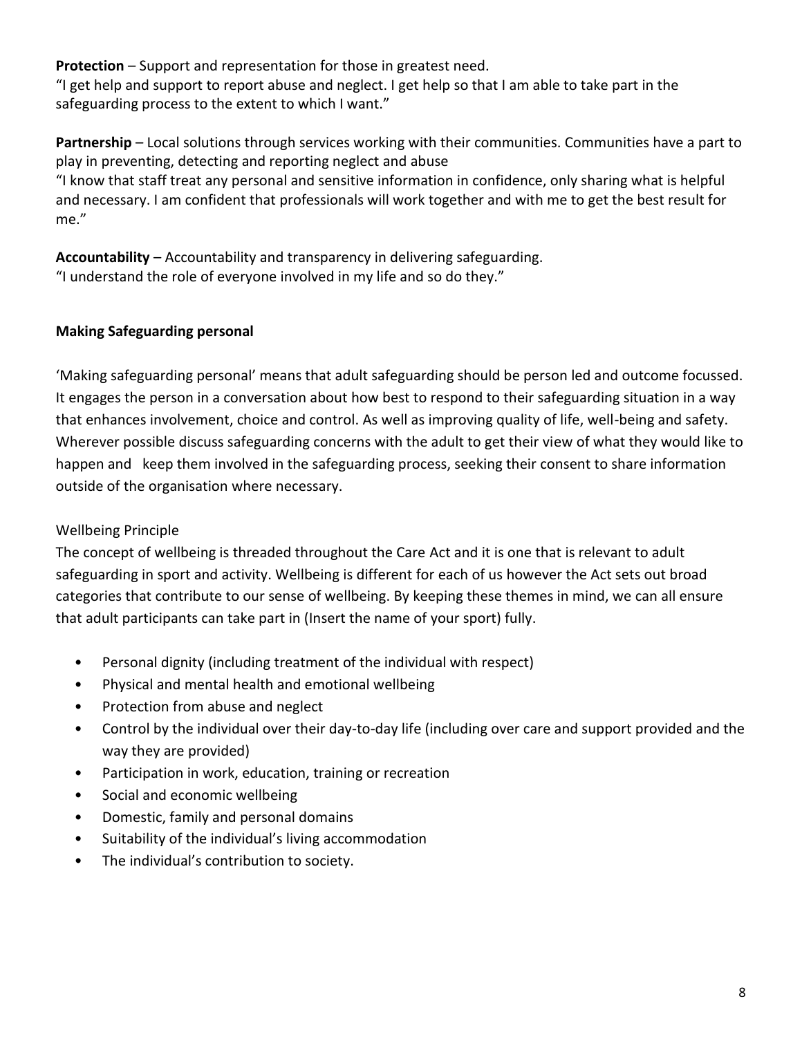**Protection** – Support and representation for those in greatest need.
"I get help and support to report abuse and neglect. I get help so that I am able to take part in the safeguarding process to the extent to which I want."

**Partnership** – Local solutions through services working with their communities. Communities have a part to play in preventing, detecting and reporting neglect and abuse
"I know that staff treat any personal and sensitive information in confidence, only sharing what is helpful and necessary. I am confident that professionals will work together and with me to get the best result for me."

**Accountability** – Accountability and transparency in delivering safeguarding.
"I understand the role of everyone involved in my life and so do they."

**Making Safeguarding personal**

'Making safeguarding personal' means that adult safeguarding should be person led and outcome focussed. It engages the person in a conversation about how best to respond to their safeguarding situation in a way that enhances involvement, choice and control. As well as improving quality of life, well-being and safety. Wherever possible discuss safeguarding concerns with the adult to get their view of what they would like to happen and keep them involved in the safeguarding process, seeking their consent to share information outside of the organisation where necessary.

Wellbeing Principle
The concept of wellbeing is threaded throughout the Care Act and it is one that is relevant to adult safeguarding in sport and activity. Wellbeing is different for each of us however the Act sets out broad categories that contribute to our sense of wellbeing. By keeping these themes in mind, we can all ensure that adult participants can take part in (Insert the name of your sport) fully.

- Personal dignity (including treatment of the individual with respect)
- Physical and mental health and emotional wellbeing
- Protection from abuse and neglect
- Control by the individual over their day-to-day life (including over care and support provided and the way they are provided)
- Participation in work, education, training or recreation
- Social and economic wellbeing
- Domestic, family and personal domains
- Suitability of the individual's living accommodation
- The individual's contribution to society.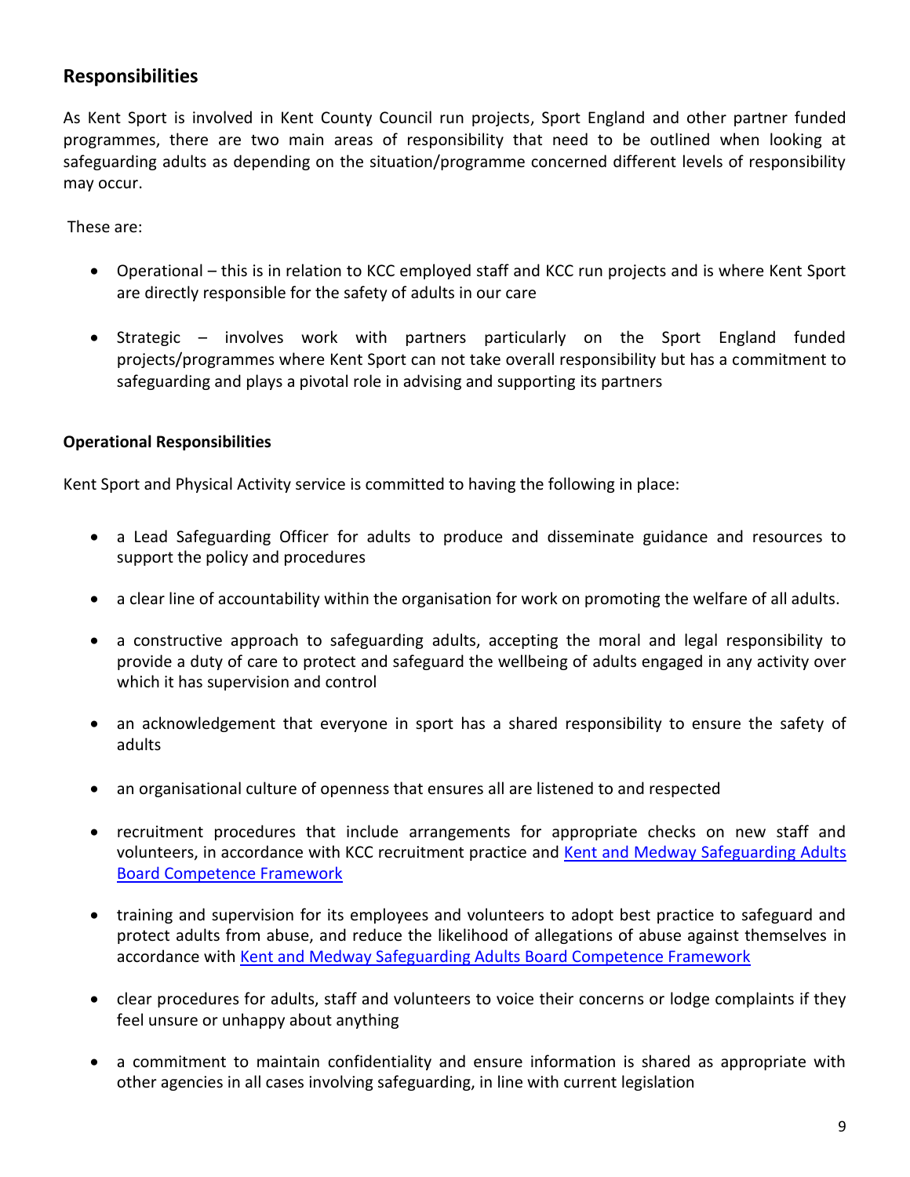## Responsibilities

As Kent Sport is involved in Kent County Council run projects, Sport England and other partner funded programmes, there are two main areas of responsibility that need to be outlined when looking at safeguarding adults as depending on the situation/programme concerned different levels of responsibility may occur.

These are:

- Operational – this is in relation to KCC employed staff and KCC run projects and is where Kent Sport are directly responsible for the safety of adults in our care
- Strategic – involves work with partners particularly on the Sport England funded projects/programmes where Kent Sport can not take overall responsibility but has a commitment to safeguarding and plays a pivotal role in advising and supporting its partners

### Operational Responsibilities

Kent Sport and Physical Activity service is committed to having the following in place:

- a Lead Safeguarding Officer for adults to produce and disseminate guidance and resources to support the policy and procedures
- a clear line of accountability within the organisation for work on promoting the welfare of all adults.
- a constructive approach to safeguarding adults, accepting the moral and legal responsibility to provide a duty of care to protect and safeguard the wellbeing of adults engaged in any activity over which it has supervision and control
- an acknowledgement that everyone in sport has a shared responsibility to ensure the safety of adults
- an organisational culture of openness that ensures all are listened to and respected
- recruitment procedures that include arrangements for appropriate checks on new staff and volunteers, in accordance with KCC recruitment practice and Kent and Medway Safeguarding Adults Board Competence Framework
- training and supervision for its employees and volunteers to adopt best practice to safeguard and protect adults from abuse, and reduce the likelihood of allegations of abuse against themselves in accordance with Kent and Medway Safeguarding Adults Board Competence Framework
- clear procedures for adults, staff and volunteers to voice their concerns or lodge complaints if they feel unsure or unhappy about anything
- a commitment to maintain confidentiality and ensure information is shared as appropriate with other agencies in all cases involving safeguarding, in line with current legislation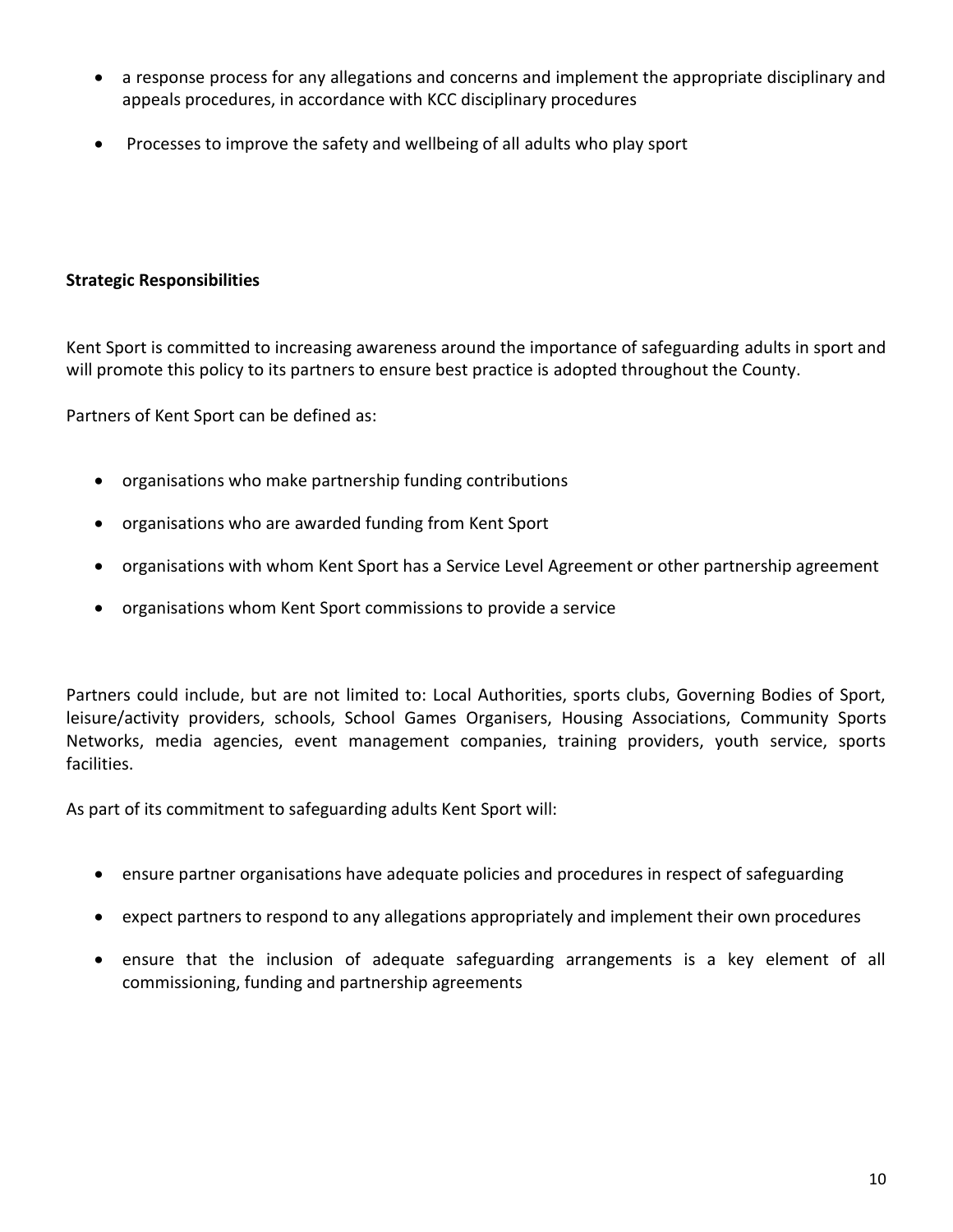- a response process for any allegations and concerns and implement the appropriate disciplinary and appeals procedures, in accordance with KCC disciplinary procedures
- Processes to improve the safety and wellbeing of all adults who play sport

**Strategic Responsibilities**

Kent Sport is committed to increasing awareness around the importance of safeguarding adults in sport and will promote this policy to its partners to ensure best practice is adopted throughout the County.

Partners of Kent Sport can be defined as:

- organisations who make partnership funding contributions
- organisations who are awarded funding from Kent Sport
- organisations with whom Kent Sport has a Service Level Agreement or other partnership agreement
- organisations whom Kent Sport commissions to provide a service

Partners could include, but are not limited to: Local Authorities, sports clubs, Governing Bodies of Sport, leisure/activity providers, schools, School Games Organisers, Housing Associations, Community Sports Networks, media agencies, event management companies, training providers, youth service, sports facilities.

As part of its commitment to safeguarding adults Kent Sport will:

- ensure partner organisations have adequate policies and procedures in respect of safeguarding
- expect partners to respond to any allegations appropriately and implement their own procedures
- ensure that the inclusion of adequate safeguarding arrangements is a key element of all commissioning, funding and partnership agreements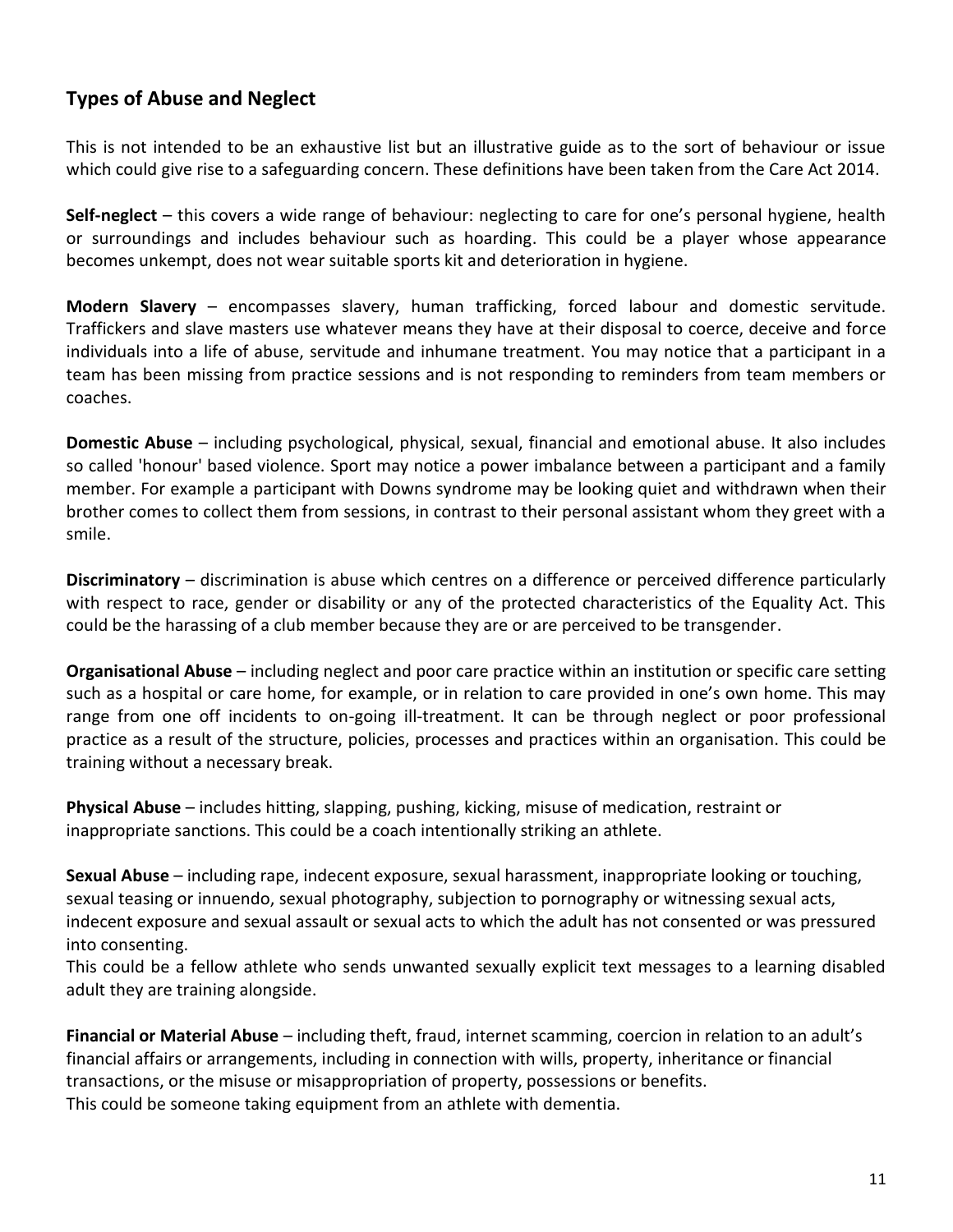## Types of Abuse and Neglect

This is not intended to be an exhaustive list but an illustrative guide as to the sort of behaviour or issue which could give rise to a safeguarding concern. These definitions have been taken from the Care Act 2014.

**Self-neglect** – this covers a wide range of behaviour: neglecting to care for one's personal hygiene, health or surroundings and includes behaviour such as hoarding. This could be a player whose appearance becomes unkempt, does not wear suitable sports kit and deterioration in hygiene.

**Modern Slavery** – encompasses slavery, human trafficking, forced labour and domestic servitude. Traffickers and slave masters use whatever means they have at their disposal to coerce, deceive and force individuals into a life of abuse, servitude and inhumane treatment. You may notice that a participant in a team has been missing from practice sessions and is not responding to reminders from team members or coaches.

**Domestic Abuse** – including psychological, physical, sexual, financial and emotional abuse. It also includes so called 'honour' based violence. Sport may notice a power imbalance between a participant and a family member. For example a participant with Downs syndrome may be looking quiet and withdrawn when their brother comes to collect them from sessions, in contrast to their personal assistant whom they greet with a smile.

**Discriminatory** – discrimination is abuse which centres on a difference or perceived difference particularly with respect to race, gender or disability or any of the protected characteristics of the Equality Act. This could be the harassing of a club member because they are or are perceived to be transgender.

**Organisational Abuse** – including neglect and poor care practice within an institution or specific care setting such as a hospital or care home, for example, or in relation to care provided in one's own home. This may range from one off incidents to on-going ill-treatment. It can be through neglect or poor professional practice as a result of the structure, policies, processes and practices within an organisation. This could be training without a necessary break.

**Physical Abuse** – includes hitting, slapping, pushing, kicking, misuse of medication, restraint or inappropriate sanctions. This could be a coach intentionally striking an athlete.

**Sexual Abuse** – including rape, indecent exposure, sexual harassment, inappropriate looking or touching, sexual teasing or innuendo, sexual photography, subjection to pornography or witnessing sexual acts, indecent exposure and sexual assault or sexual acts to which the adult has not consented or was pressured into consenting.
This could be a fellow athlete who sends unwanted sexually explicit text messages to a learning disabled adult they are training alongside.

**Financial or Material Abuse** – including theft, fraud, internet scamming, coercion in relation to an adult's financial affairs or arrangements, including in connection with wills, property, inheritance or financial transactions, or the misuse or misappropriation of property, possessions or benefits.
This could be someone taking equipment from an athlete with dementia.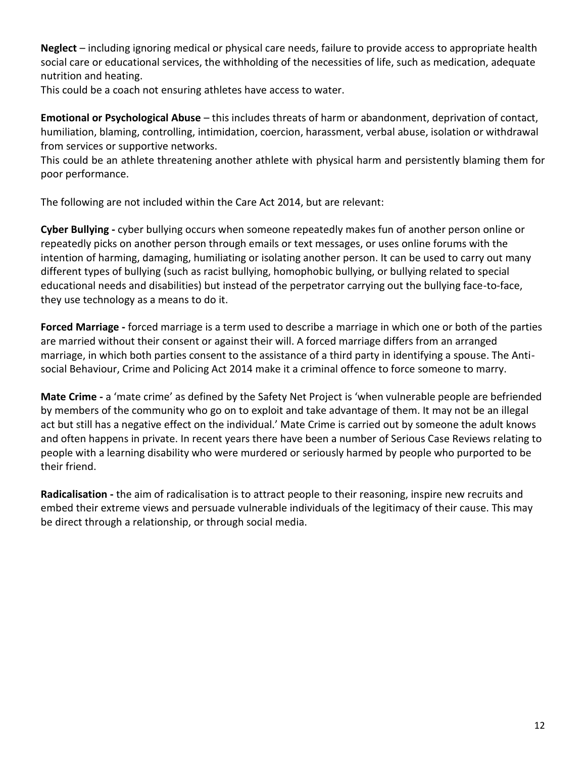**Neglect** – including ignoring medical or physical care needs, failure to provide access to appropriate health social care or educational services, the withholding of the necessities of life, such as medication, adequate nutrition and heating.
This could be a coach not ensuring athletes have access to water.

**Emotional or Psychological Abuse** – this includes threats of harm or abandonment, deprivation of contact, humiliation, blaming, controlling, intimidation, coercion, harassment, verbal abuse, isolation or withdrawal from services or supportive networks.
This could be an athlete threatening another athlete with physical harm and persistently blaming them for poor performance.

The following are not included within the Care Act 2014, but are relevant:

**Cyber Bullying -** cyber bullying occurs when someone repeatedly makes fun of another person online or repeatedly picks on another person through emails or text messages, or uses online forums with the intention of harming, damaging, humiliating or isolating another person. It can be used to carry out many different types of bullying (such as racist bullying, homophobic bullying, or bullying related to special educational needs and disabilities) but instead of the perpetrator carrying out the bullying face-to-face, they use technology as a means to do it.

**Forced Marriage -** forced marriage is a term used to describe a marriage in which one or both of the parties are married without their consent or against their will. A forced marriage differs from an arranged marriage, in which both parties consent to the assistance of a third party in identifying a spouse. The Anti-social Behaviour, Crime and Policing Act 2014 make it a criminal offence to force someone to marry.

**Mate Crime -** a 'mate crime' as defined by the Safety Net Project is 'when vulnerable people are befriended by members of the community who go on to exploit and take advantage of them. It may not be an illegal act but still has a negative effect on the individual.' Mate Crime is carried out by someone the adult knows and often happens in private. In recent years there have been a number of Serious Case Reviews relating to people with a learning disability who were murdered or seriously harmed by people who purported to be their friend.

**Radicalisation -** the aim of radicalisation is to attract people to their reasoning, inspire new recruits and embed their extreme views and persuade vulnerable individuals of the legitimacy of their cause. This may be direct through a relationship, or through social media.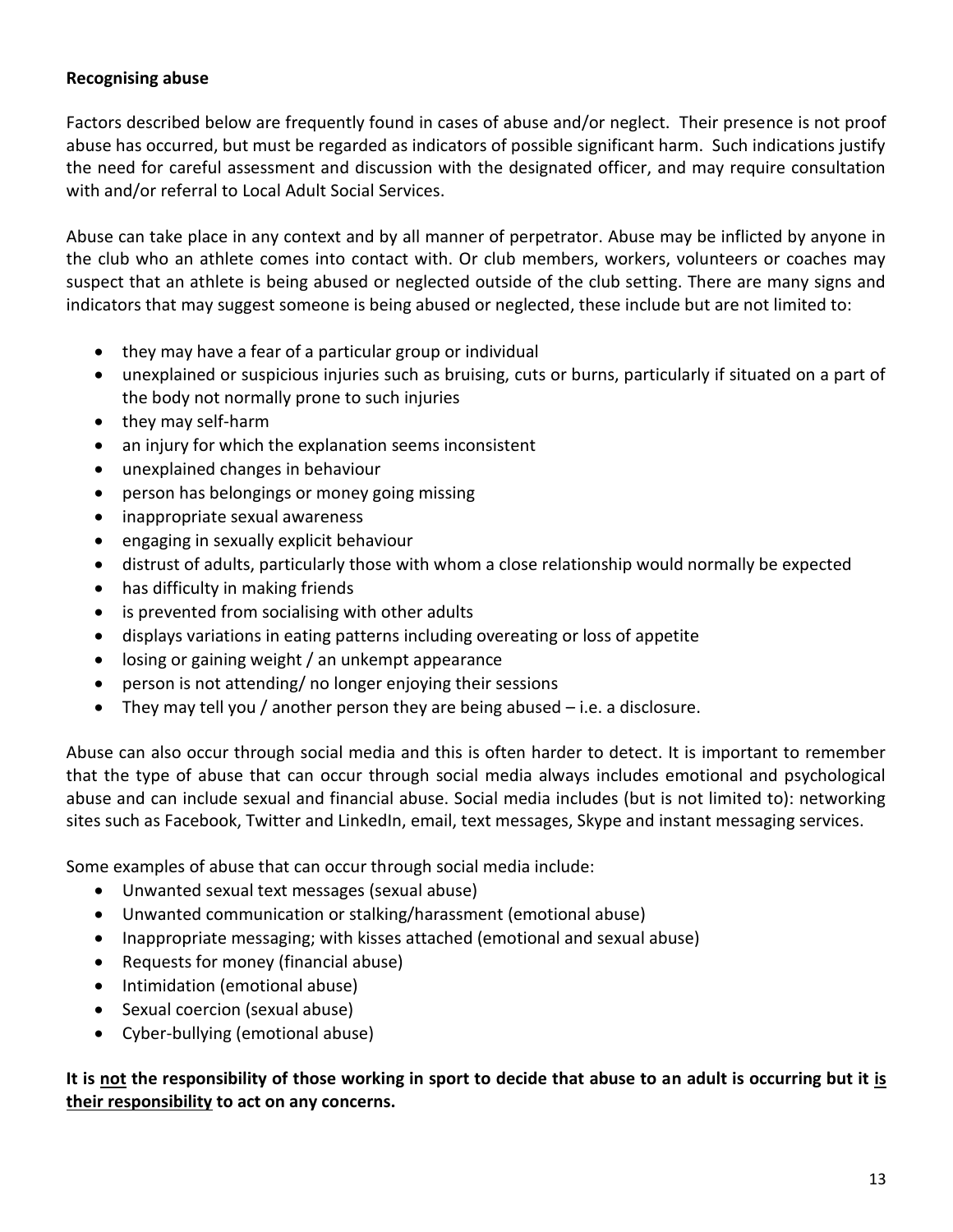**Recognising abuse**

Factors described below are frequently found in cases of abuse and/or neglect. Their presence is not proof abuse has occurred, but must be regarded as indicators of possible significant harm. Such indications justify the need for careful assessment and discussion with the designated officer, and may require consultation with and/or referral to Local Adult Social Services.

Abuse can take place in any context and by all manner of perpetrator. Abuse may be inflicted by anyone in the club who an athlete comes into contact with. Or club members, workers, volunteers or coaches may suspect that an athlete is being abused or neglected outside of the club setting. There are many signs and indicators that may suggest someone is being abused or neglected, these include but are not limited to:

- they may have a fear of a particular group or individual
- unexplained or suspicious injuries such as bruising, cuts or burns, particularly if situated on a part of the body not normally prone to such injuries
- they may self-harm
- an injury for which the explanation seems inconsistent
- unexplained changes in behaviour
- person has belongings or money going missing
- inappropriate sexual awareness
- engaging in sexually explicit behaviour
- distrust of adults, particularly those with whom a close relationship would normally be expected
- has difficulty in making friends
- is prevented from socialising with other adults
- displays variations in eating patterns including overeating or loss of appetite
- losing or gaining weight / an unkempt appearance
- person is not attending/ no longer enjoying their sessions
- They may tell you / another person they are being abused – i.e. a disclosure.

Abuse can also occur through social media and this is often harder to detect. It is important to remember that the type of abuse that can occur through social media always includes emotional and psychological abuse and can include sexual and financial abuse. Social media includes (but is not limited to): networking sites such as Facebook, Twitter and LinkedIn, email, text messages, Skype and instant messaging services.

Some examples of abuse that can occur through social media include:

- Unwanted sexual text messages (sexual abuse)
- Unwanted communication or stalking/harassment (emotional abuse)
- Inappropriate messaging; with kisses attached (emotional and sexual abuse)
- Requests for money (financial abuse)
- Intimidation (emotional abuse)
- Sexual coercion (sexual abuse)
- Cyber-bullying (emotional abuse)

**It is <u>not</u> the responsibility of those working in sport to decide that abuse to an adult is occurring but it <u>is their responsibility</u> to act on any concerns.**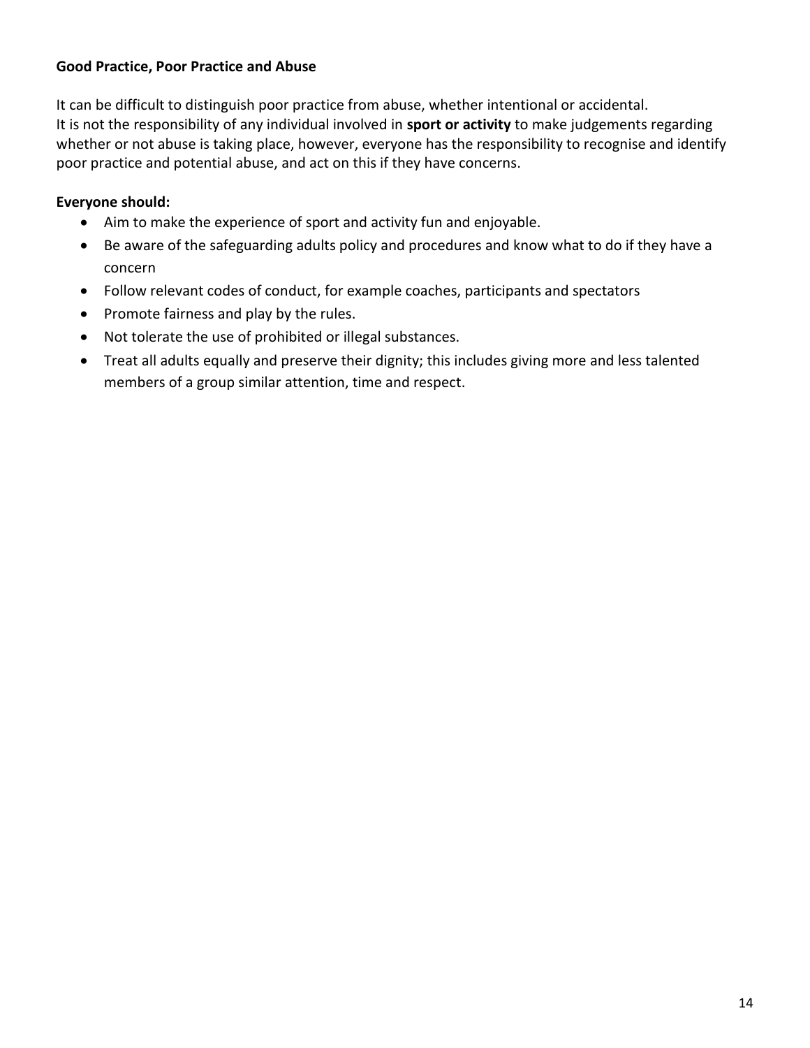**Good Practice, Poor Practice and Abuse**

It can be difficult to distinguish poor practice from abuse, whether intentional or accidental.
It is not the responsibility of any individual involved in **sport or activity** to make judgements regarding whether or not abuse is taking place, however, everyone has the responsibility to recognise and identify poor practice and potential abuse, and act on this if they have concerns.

**Everyone should:**

- Aim to make the experience of sport and activity fun and enjoyable.
- Be aware of the safeguarding adults policy and procedures and know what to do if they have a concern
- Follow relevant codes of conduct, for example coaches, participants and spectators
- Promote fairness and play by the rules.
- Not tolerate the use of prohibited or illegal substances.
- Treat all adults equally and preserve their dignity; this includes giving more and less talented members of a group similar attention, time and respect.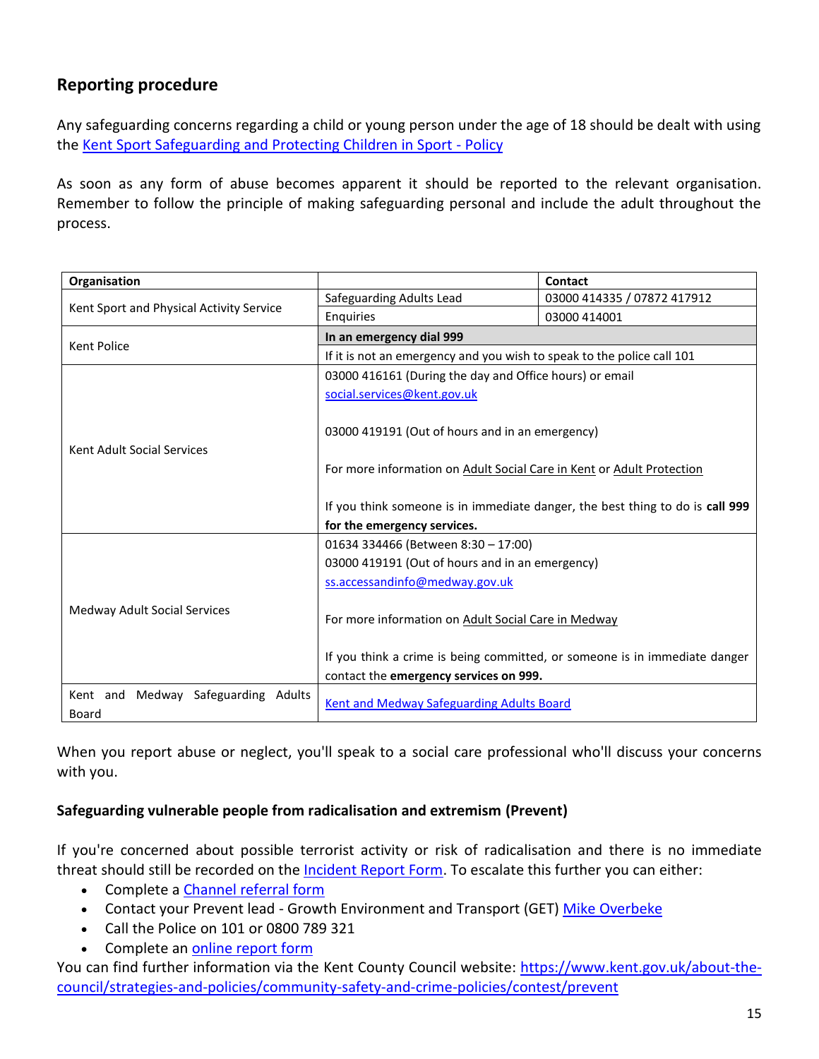## Reporting procedure

Any safeguarding concerns regarding a child or young person under the age of 18 should be dealt with using the Kent Sport Safeguarding and Protecting Children in Sport - Policy

As soon as any form of abuse becomes apparent it should be reported to the relevant organisation. Remember to follow the principle of making safeguarding personal and include the adult throughout the process.

| Organisation | | Contact |
|---|---|---|
| Kent Sport and Physical Activity Service | Safeguarding Adults Lead | 03000 414335 / 07872 417912 |
| | Enquiries | 03000 414001 |
| Kent Police | **In an emergency dial 999** | |
| | If it is not an emergency and you wish to speak to the police call 101 | |
| Kent Adult Social Services | 03000 416161 (During the day and Office hours) or email social.services@kent.gov.uk<br><br>03000 419191 (Out of hours and in an emergency)<br><br>For more information on Adult Social Care in Kent or Adult Protection<br><br>If you think someone is in immediate danger, the best thing to do is **call 999 for the emergency services.** | |
| Medway Adult Social Services | 01634 334466 (Between 8:30 – 17:00)<br>03000 419191 (Out of hours and in an emergency)<br>ss.accessandinfo@medway.gov.uk<br><br>For more information on Adult Social Care in Medway<br><br>If you think a crime is being committed, or someone is in immediate danger contact the **emergency services on 999.** | |
| Kent and Medway Safeguarding Adults Board | Kent and Medway Safeguarding Adults Board | |

When you report abuse or neglect, you'll speak to a social care professional who'll discuss your concerns with you.

### Safeguarding vulnerable people from radicalisation and extremism (Prevent)

If you're concerned about possible terrorist activity or risk of radicalisation and there is no immediate threat should still be recorded on the Incident Report Form. To escalate this further you can either:

- Complete a Channel referral form
- Contact your Prevent lead - Growth Environment and Transport (GET) Mike Overbeke
- Call the Police on 101 or 0800 789 321
- Complete an online report form

You can find further information via the Kent County Council website: https://www.kent.gov.uk/about-the-council/strategies-and-policies/community-safety-and-crime-policies/contest/prevent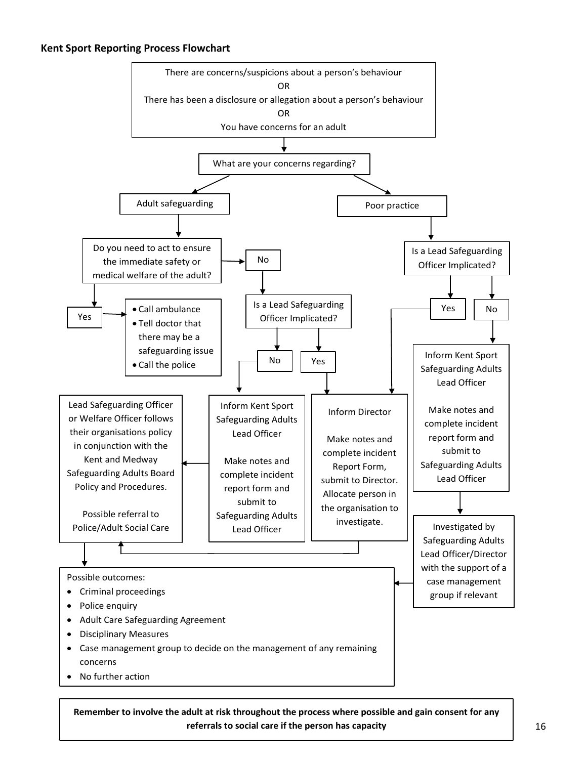**Kent Sport Reporting Process Flowchart**

There are concerns/suspicions about a person's behaviour
OR
There has been a disclosure or allegation about a person's behaviour
OR
You have concerns for an adult

What are your concerns regarding?

Adult safeguarding

Poor practice

Do you need to act to ensure the immediate safety or medical welfare of the adult?

Yes

- Call ambulance
- Tell doctor that there may be a safeguarding issue
- Call the police

No

Is a Lead Safeguarding Officer Implicated?

No

Yes

Is a Lead Safeguarding Officer Implicated?

Yes

No

Lead Safeguarding Officer or Welfare Officer follows their organisations policy in conjunction with the Kent and Medway Safeguarding Adults Board Policy and Procedures.

Possible referral to Police/Adult Social Care

Inform Kent Sport Safeguarding Adults Lead Officer

Make notes and complete incident report form and submit to Safeguarding Adults Lead Officer

Inform Director

Make notes and complete incident Report Form, submit to Director. Allocate person in the organisation to investigate.

Inform Kent Sport Safeguarding Adults Lead Officer

Make notes and complete incident report form and submit to Safeguarding Adults Lead Officer

Investigated by Safeguarding Adults Lead Officer/Director with the support of a case management group if relevant

Possible outcomes:

- Criminal proceedings
- Police enquiry
- Adult Care Safeguarding Agreement
- Disciplinary Measures
- Case management group to decide on the management of any remaining concerns
- No further action

**Remember to involve the adult at risk throughout the process where possible and gain consent for any referrals to social care if the person has capacity**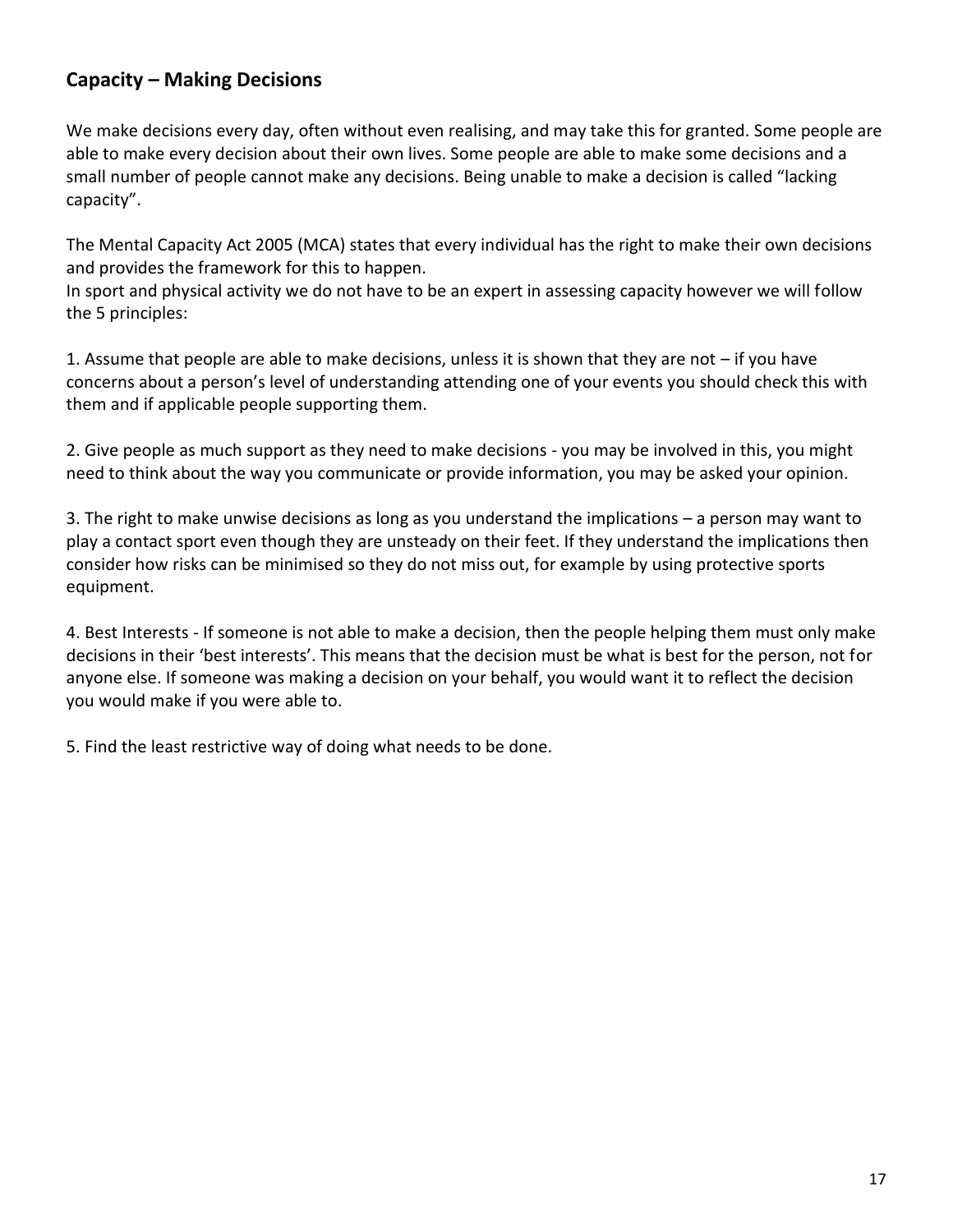## Capacity – Making Decisions

We make decisions every day, often without even realising, and may take this for granted. Some people are able to make every decision about their own lives. Some people are able to make some decisions and a small number of people cannot make any decisions. Being unable to make a decision is called "lacking capacity".

The Mental Capacity Act 2005 (MCA) states that every individual has the right to make their own decisions and provides the framework for this to happen.
In sport and physical activity we do not have to be an expert in assessing capacity however we will follow the 5 principles:

1. Assume that people are able to make decisions, unless it is shown that they are not – if you have concerns about a person's level of understanding attending one of your events you should check this with them and if applicable people supporting them.

2. Give people as much support as they need to make decisions - you may be involved in this, you might need to think about the way you communicate or provide information, you may be asked your opinion.

3. The right to make unwise decisions as long as you understand the implications – a person may want to play a contact sport even though they are unsteady on their feet. If they understand the implications then consider how risks can be minimised so they do not miss out, for example by using protective sports equipment.

4. Best Interests - If someone is not able to make a decision, then the people helping them must only make decisions in their 'best interests'. This means that the decision must be what is best for the person, not for anyone else. If someone was making a decision on your behalf, you would want it to reflect the decision you would make if you were able to.

5. Find the least restrictive way of doing what needs to be done.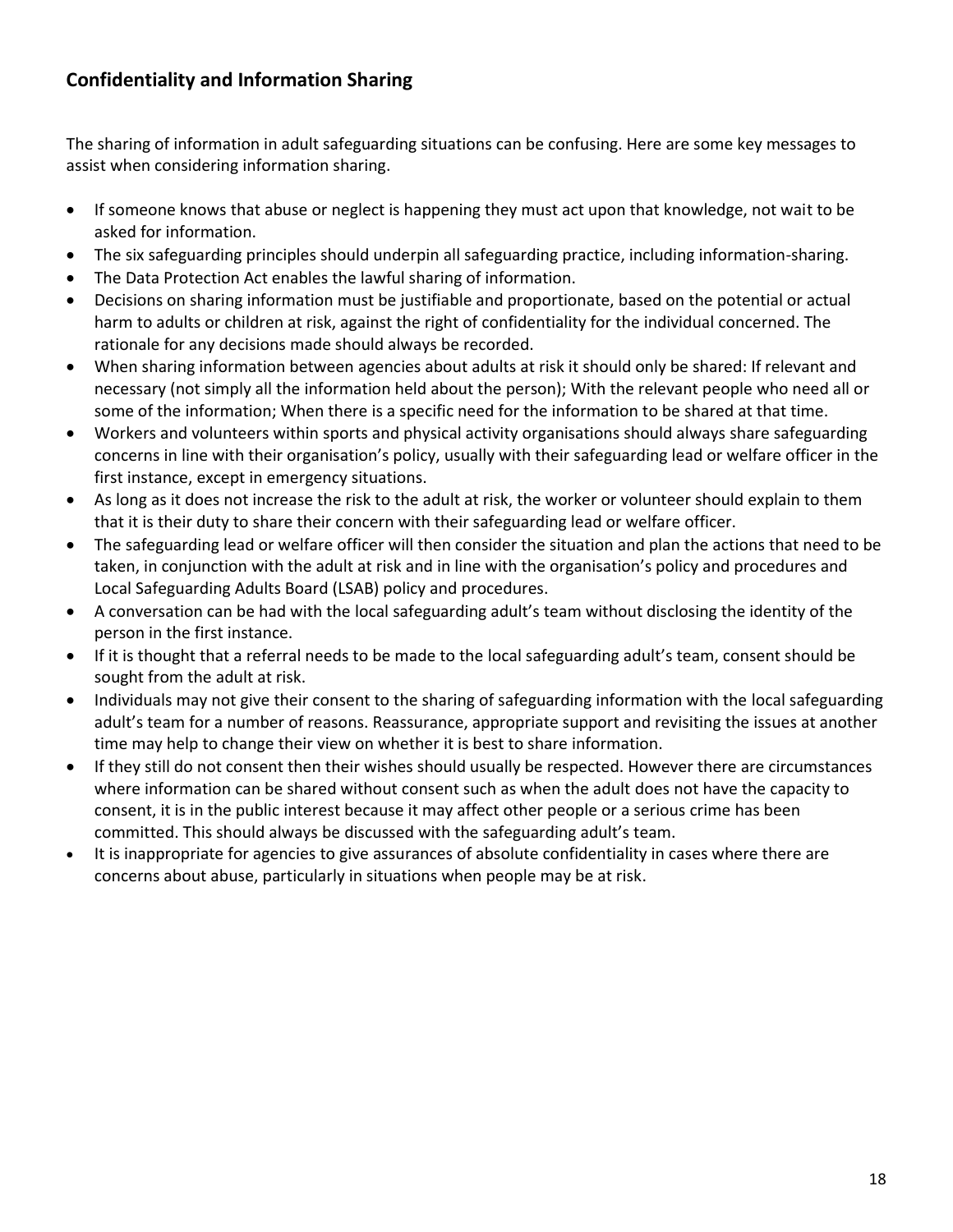## Confidentiality and Information Sharing

The sharing of information in adult safeguarding situations can be confusing. Here are some key messages to assist when considering information sharing.

- If someone knows that abuse or neglect is happening they must act upon that knowledge, not wait to be asked for information.
- The six safeguarding principles should underpin all safeguarding practice, including information-sharing.
- The Data Protection Act enables the lawful sharing of information.
- Decisions on sharing information must be justifiable and proportionate, based on the potential or actual harm to adults or children at risk, against the right of confidentiality for the individual concerned. The rationale for any decisions made should always be recorded.
- When sharing information between agencies about adults at risk it should only be shared: If relevant and necessary (not simply all the information held about the person); With the relevant people who need all or some of the information; When there is a specific need for the information to be shared at that time.
- Workers and volunteers within sports and physical activity organisations should always share safeguarding concerns in line with their organisation's policy, usually with their safeguarding lead or welfare officer in the first instance, except in emergency situations.
- As long as it does not increase the risk to the adult at risk, the worker or volunteer should explain to them that it is their duty to share their concern with their safeguarding lead or welfare officer.
- The safeguarding lead or welfare officer will then consider the situation and plan the actions that need to be taken, in conjunction with the adult at risk and in line with the organisation's policy and procedures and Local Safeguarding Adults Board (LSAB) policy and procedures.
- A conversation can be had with the local safeguarding adult's team without disclosing the identity of the person in the first instance.
- If it is thought that a referral needs to be made to the local safeguarding adult's team, consent should be sought from the adult at risk.
- Individuals may not give their consent to the sharing of safeguarding information with the local safeguarding adult's team for a number of reasons. Reassurance, appropriate support and revisiting the issues at another time may help to change their view on whether it is best to share information.
- If they still do not consent then their wishes should usually be respected. However there are circumstances where information can be shared without consent such as when the adult does not have the capacity to consent, it is in the public interest because it may affect other people or a serious crime has been committed. This should always be discussed with the safeguarding adult's team.
- It is inappropriate for agencies to give assurances of absolute confidentiality in cases where there are concerns about abuse, particularly in situations when people may be at risk.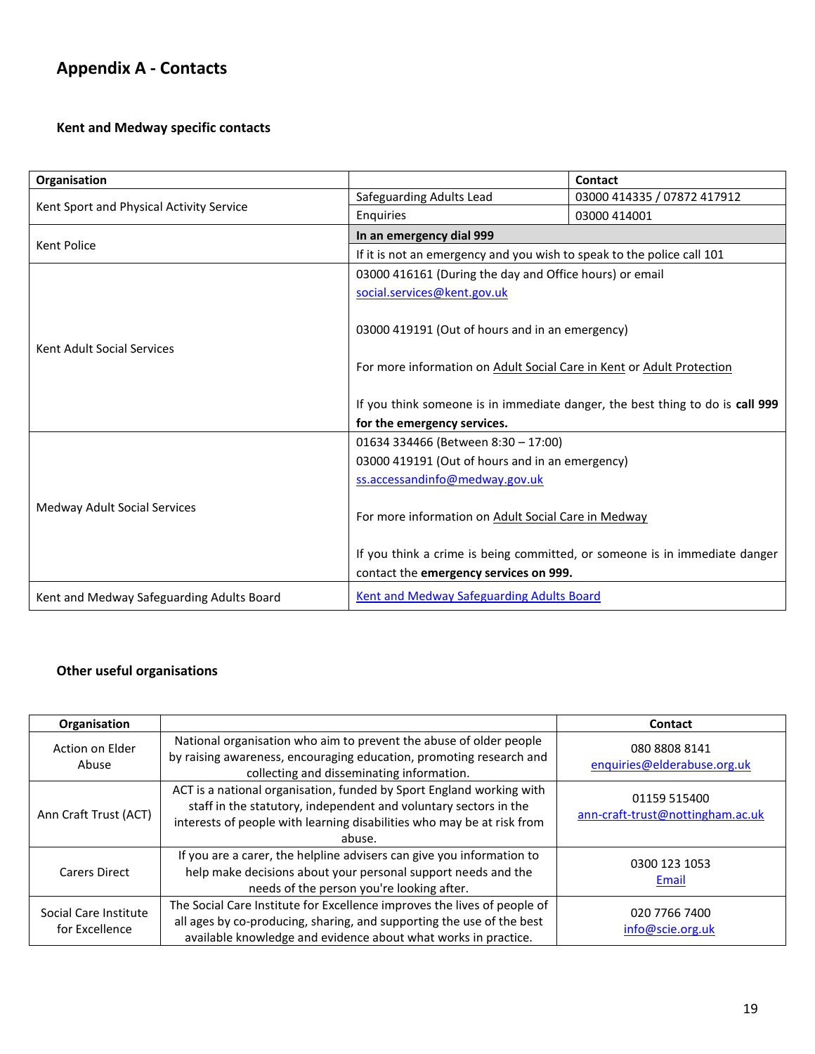# Appendix A - Contacts

## Kent and Medway specific contacts

| Organisation | | Contact |
|---|---|---|
| Kent Sport and Physical Activity Service | Safeguarding Adults Lead | 03000 414335 / 07872 417912 |
| | Enquiries | 03000 414001 |
| Kent Police | **In an emergency dial 999** | |
| | If it is not an emergency and you wish to speak to the police call 101 | |
| Kent Adult Social Services | 03000 416161 (During the day and Office hours) or email social.services@kent.gov.uk<br><br>03000 419191 (Out of hours and in an emergency)<br><br>For more information on Adult Social Care in Kent or Adult Protection<br><br>If you think someone is in immediate danger, the best thing to do is **call 999 for the emergency services.** | |
| Medway Adult Social Services | 01634 334466 (Between 8:30 – 17:00)<br>03000 419191 (Out of hours and in an emergency)<br>ss.accessandinfo@medway.gov.uk<br><br>For more information on Adult Social Care in Medway<br><br>If you think a crime is being committed, or someone is in immediate danger contact the **emergency services on 999.** | |
| Kent and Medway Safeguarding Adults Board | Kent and Medway Safeguarding Adults Board | |

## Other useful organisations

| Organisation | | Contact |
|---|---|---|
| Action on Elder Abuse | National organisation who aim to prevent the abuse of older people by raising awareness, encouraging education, promoting research and collecting and disseminating information. | 080 8808 8141<br>enquiries@elderabuse.org.uk |
| Ann Craft Trust (ACT) | ACT is a national organisation, funded by Sport England working with staff in the statutory, independent and voluntary sectors in the interests of people with learning disabilities who may be at risk from abuse. | 01159 515400<br>ann-craft-trust@nottingham.ac.uk |
| Carers Direct | If you are a carer, the helpline advisers can give you information to help make decisions about your personal support needs and the needs of the person you're looking after. | 0300 123 1053<br>Email |
| Social Care Institute for Excellence | The Social Care Institute for Excellence improves the lives of people of all ages by co-producing, sharing, and supporting the use of the best available knowledge and evidence about what works in practice. | 020 7766 7400<br>info@scie.org.uk |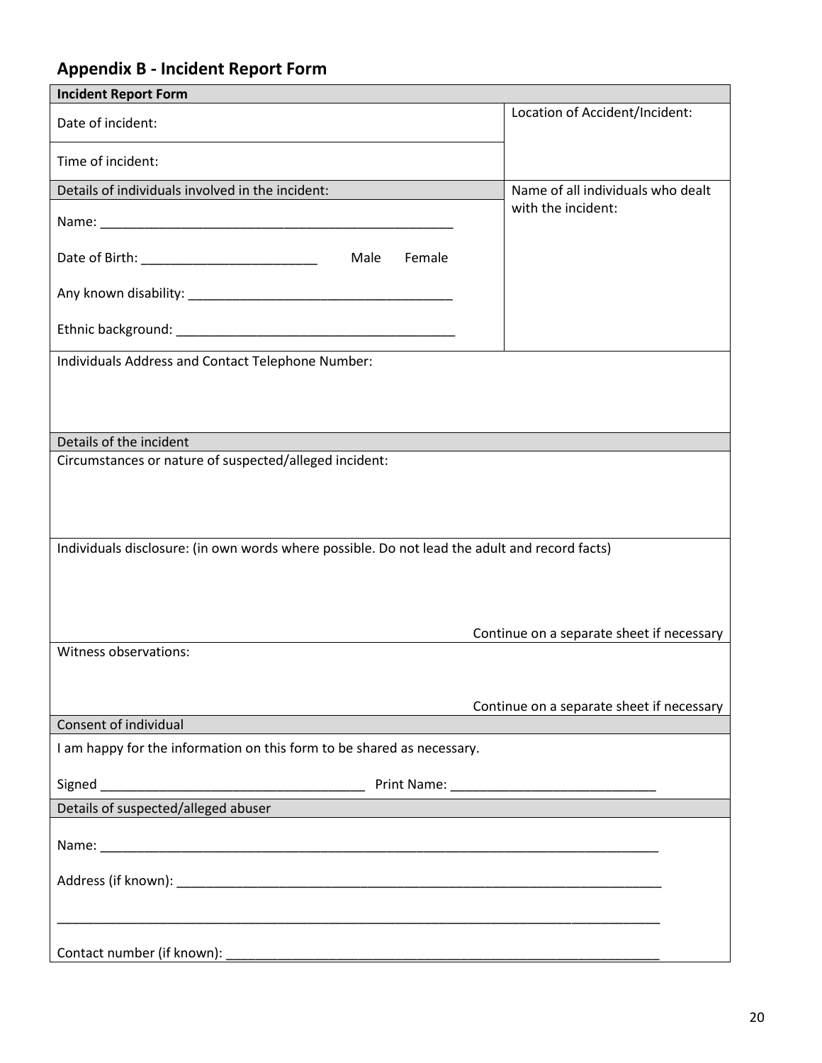## Appendix B - Incident Report Form

| Incident Report Form | |
|---|---|
| Date of incident: | Location of Accident/Incident: |
| Time of incident: | |
| Details of individuals involved in the incident: | Name of all individuals who dealt with the incident: |
| Name: ________________________________________________ <br> Date of Birth: ________________________ Male Female <br> Any known disability: ____________________________________ <br> Ethnic background: ______________________________________ | |
| Individuals Address and Contact Telephone Number: | |
| Details of the incident | |
| Circumstances or nature of suspected/alleged incident: | |
| Individuals disclosure: (in own words where possible. Do not lead the adult and record facts) <br> Continue on a separate sheet if necessary | |
| Witness observations: <br> Continue on a separate sheet if necessary | |
| Consent of individual | |
| I am happy for the information on this form to be shared as necessary. <br> Signed ____________________________________ Print Name: ____________________________ | |
| Details of suspected/alleged abuser | |
| Name: ______________________________________________________________________________ <br> Address (if known): ____________________________________________________________________ <br> ____________________________________________________________________________________ <br> Contact number (if known): ______________________________________________________________ | |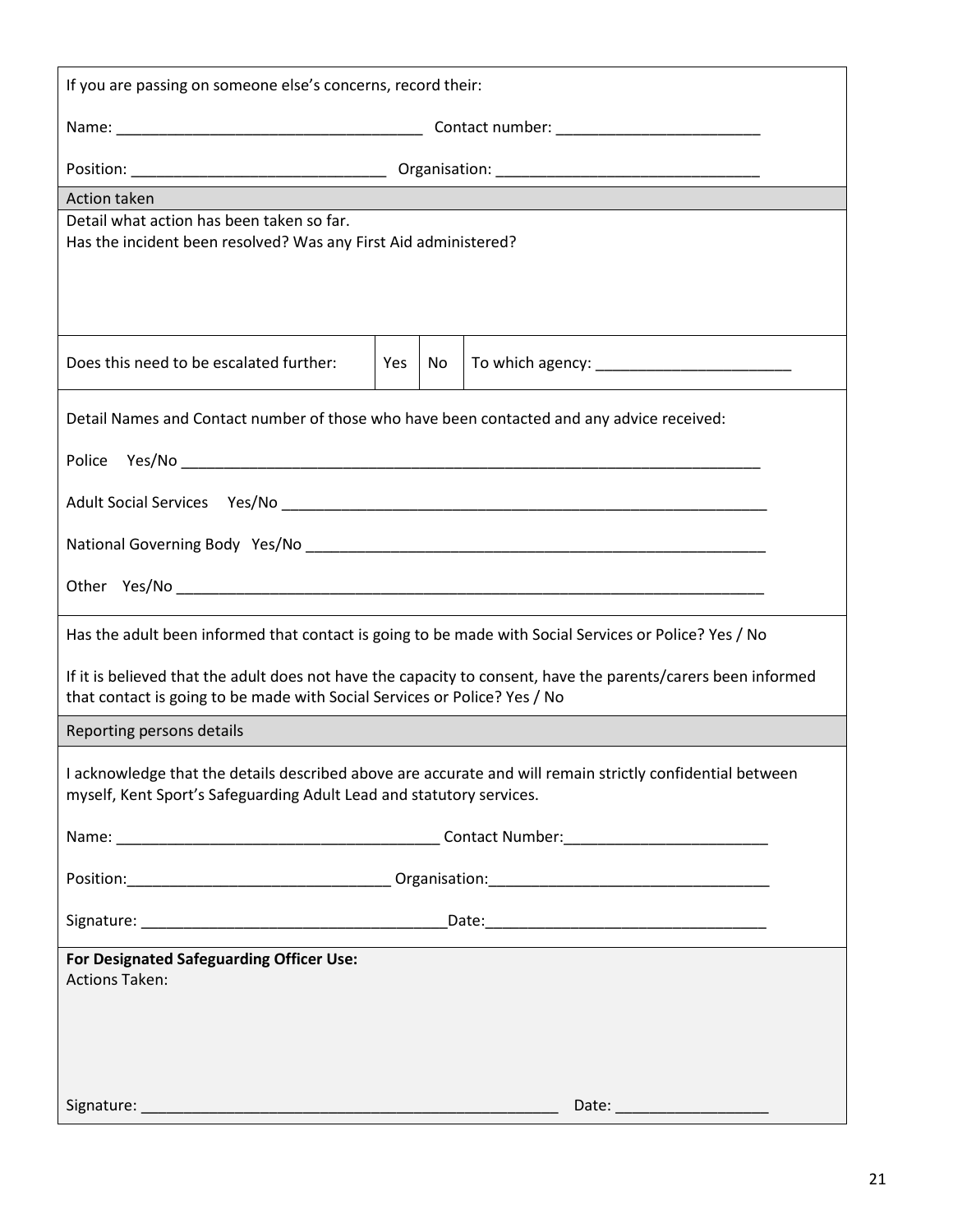If you are passing on someone else's concerns, record their:

Name: ____________________________________ Contact number: ________________________

Position: ______________________________ Organisation: _______________________________

**Action taken**

Detail what action has been taken so far.
Has the incident been resolved? Was any First Aid administered?

| | | | |
|---|---|---|---|
| Does this need to be escalated further: | Yes | No | To which agency: _______________________ |

Detail Names and Contact number of those who have been contacted and any advice received:

Police Yes/No ______________________________________________________________________

Adult Social Services Yes/No ___________________________________________________________

National Governing Body Yes/No ________________________________________________________

Other Yes/No _______________________________________________________________________

Has the adult been informed that contact is going to be made with Social Services or Police? Yes / No

If it is believed that the adult does not have the capacity to consent, have the parents/carers been informed that contact is going to be made with Social Services or Police? Yes / No

**Reporting persons details**

I acknowledge that the details described above are accurate and will remain strictly confidential between myself, Kent Sport's Safeguarding Adult Lead and statutory services.

Name: ______________________________________ Contact Number:________________________

Position:_______________________________ Organisation:________________________________

Signature: ___________________________________Date:________________________________

**For Designated Safeguarding Officer Use:**
Actions Taken:

Signature: __________________________________________________ Date: __________________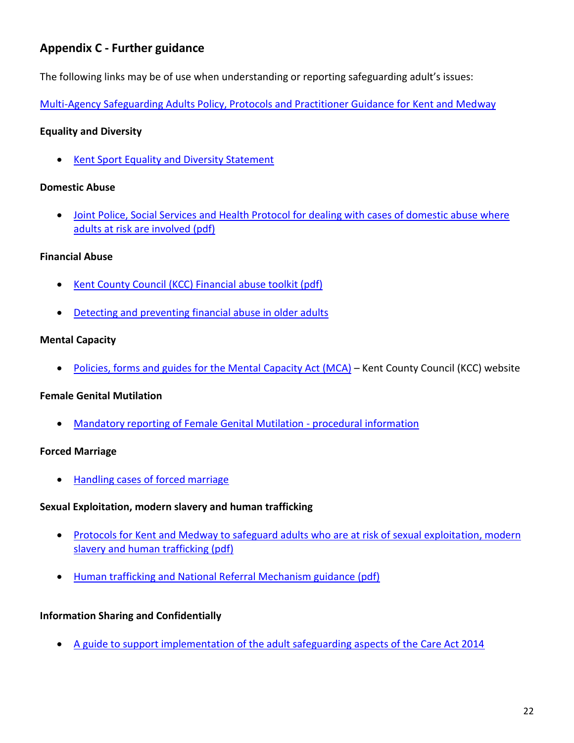## Appendix C - Further guidance

The following links may be of use when understanding or reporting safeguarding adult's issues:

Multi-Agency Safeguarding Adults Policy, Protocols and Practitioner Guidance for Kent and Medway

**Equality and Diversity**

- Kent Sport Equality and Diversity Statement

**Domestic Abuse**

- Joint Police, Social Services and Health Protocol for dealing with cases of domestic abuse where adults at risk are involved (pdf)

**Financial Abuse**

- Kent County Council (KCC) Financial abuse toolkit (pdf)
- Detecting and preventing financial abuse in older adults

**Mental Capacity**

- Policies, forms and guides for the Mental Capacity Act (MCA) – Kent County Council (KCC) website

**Female Genital Mutilation**

- Mandatory reporting of Female Genital Mutilation - procedural information

**Forced Marriage**

- Handling cases of forced marriage

**Sexual Exploitation, modern slavery and human trafficking**

- Protocols for Kent and Medway to safeguard adults who are at risk of sexual exploitation, modern slavery and human trafficking (pdf)
- Human trafficking and National Referral Mechanism guidance (pdf)

**Information Sharing and Confidentially**

- A guide to support implementation of the adult safeguarding aspects of the Care Act 2014